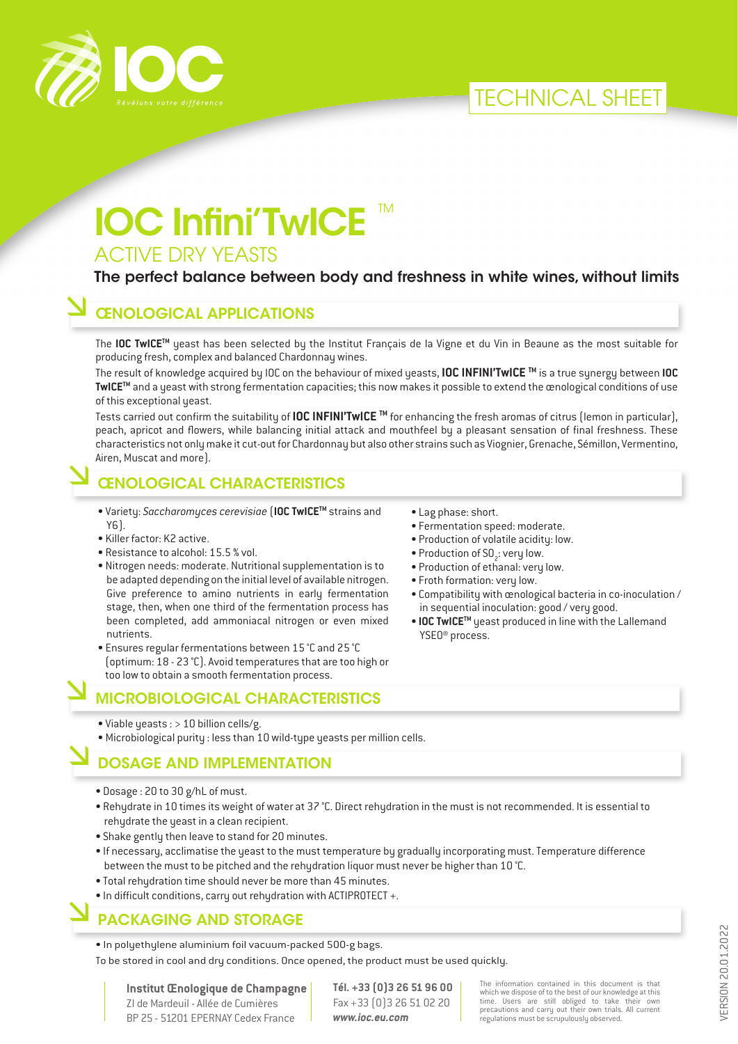TECHNICAL SHEET

# IOC Infini'TwICE ™

## ACTIVE DRY YEASTS

**The perfect balance between body and freshness in white wines, without limits**

## ŒNOLOGICAL APPLICATIONS

The **IOC TwICE™** yeast has been selected by the Institut Français de la Vigne et du Vin in Beaune as the most suitable for producing fresh, complex and balanced Chardonnay wines.

The result of knowledge acquired by IOC on the behaviour of mixed yeasts, **IOC INFINI'TwICE ™** is a true synergy between **IOC TwICE™** and a yeast with strong fermentation capacities; this now makes it possible to extend the œnological conditions of use of this exceptional yeast.

Tests carried out confirm the suitability of **IOC INFINI'TwICE ™** for enhancing the fresh aromas of citrus (lemon in particular), peach, apricot and flowers, while balancing initial attack and mouthfeel by a pleasant sensation of final freshness. These characteristics not only make it cut-out for Chardonnay but also other strains such as Viognier, Grenache, Sémillon, Vermentino, Airen, Muscat and more).

## ŒNOLOGICAL CHARACTERISTICS

- Variety: *Saccharomyces cerevisiae* (**IOC TwICE™** strains and Y6).
- Killer factor: K2 active.
- Resistance to alcohol: 15.5 % vol.
- Nitrogen needs: moderate. Nutritional supplementation is to be adapted depending on the initial level of available nitrogen. Give preference to amino nutrients in early fermentation stage, then, when one third of the fermentation process has been completed, add ammoniacal nitrogen or even mixed nutrients.
- Ensures regular fermentations between 15 °C and 25 °C (optimum: 18 - 23 °C). Avoid temperatures that are too high or too low to obtain a smooth fermentation process.
- Lag phase: short.
- Fermentation speed: moderate.
- Production of volatile acidity: low.
- Production of $SO_2$: very low.
- Production of ethanal: very low.
- Froth formation: very low.
- Compatibility with œnological bacteria in co-inoculation / in sequential inoculation: good / very good.
- **IOC TwICE™** yeast produced in line with the Lallemand YSEO® process.

## MICROBIOLOGICAL CHARACTERISTICS

- Viable yeasts : > 10 billion cells/g.
- Microbiological purity : less than 10 wild-type yeasts per million cells.

## DOSAGE AND IMPLEMENTATION

- Dosage : 20 to 30 g/hL of must.
- Rehydrate in 10 times its weight of water at 37 °C. Direct rehydration in the must is not recommended. It is essential to rehydrate the yeast in a clean recipient.
- Shake gently then leave to stand for 20 minutes.
- If necessary, acclimatise the yeast to the must temperature by gradually incorporating must. Temperature difference between the must to be pitched and the rehydration liquor must never be higher than 10 °C.
- Total rehydration time should never be more than 45 minutes.
- In difficult conditions, carry out rehydration with ACTIPROTECT +.

## PACKAGING AND STORAGE

- In polyethylene aluminium foil vacuum-packed 500-g bags.

To be stored in cool and dry conditions. Once opened, the product must be used quickly.

**Institut Œnologique de Champagne**
ZI de Mardeuil - Allée de Cumières
BP 25 - 51201 EPERNAY Cedex France

**Tél. +33 (0)3 26 51 96 00**
Fax +33 (0)3 26 51 02 20
***www.ioc.eu.com***

The information contained in this document is that which we dispose of to the best of our knowledge at this time. Users are still obliged to take their own precautions and carry out their own trials. All current regulations must be scrupulously observed.

VERSION 20.01.2022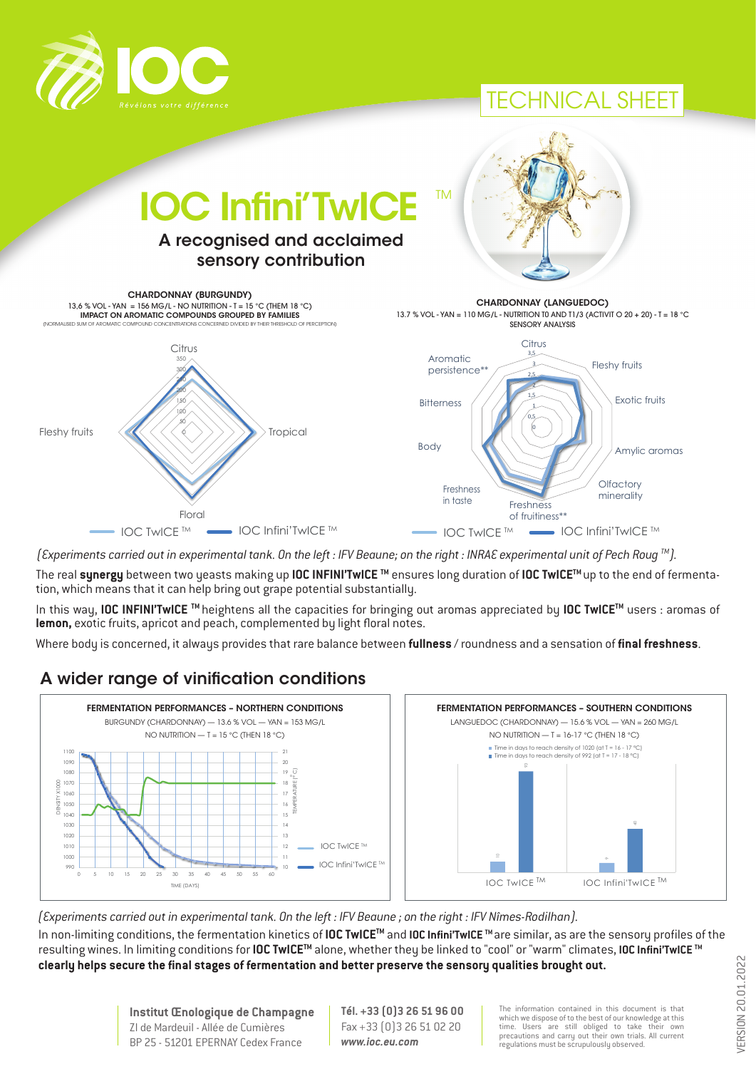# TECHNICAL SHEET

# IOC Infini'TwICE ™

## A recognised and acclaimed sensory contribution

**CHARDONNAY (BURGUNDY)**
13,6 % VOL - YAN = 156 MG/L - NO NUTRITION - T = 15 °C (THEM 18 °C)
**IMPACT ON AROMATIC COMPOUNDS GROUPED BY FAMILIES**
(NORMALISED SUM OF AROMATIC COMPOUND CONCENTRATIONS CONCERNED DIVIDED BY THEIR THRESHOLD OF PERCEPTION)

Citrus
350
300
250
200
150
100
50
0
Fleshy fruits
Tropical
Floral
IOC TwICE ™
IOC Infini'TwICE ™

**CHARDONNAY (LANGUEDOC)**
13.7 % VOL - YAN = 110 MG/L - NUTRITION T0 AND T1/3 (ACTIVIT O 20 + 20) - T = 18 °C
SENSORY ANALYSIS

Citrus
3,5
3
2,5
2
1,5
1
0,5
0
Fleshy fruits
Exotic fruits
Amylic aromas
Olfactory minerality
Freshness of fruitiness**
Freshness in taste
Body
Bitterness
Aromatic persistence**
IOC TwICE ™
IOC Infini'TwICE ™

*(Experiments carried out in experimental tank. On the left : IFV Beaune; on the right : INRAE experimental unit of Pech Roug ™).*

The real **synergy** between two yeasts making up **IOC INFINI'TwICE ™** ensures long duration of **IOC TwICE™** up to the end of fermentation, which means that it can help bring out grape potential substantially.

In this way, **IOC INFINI'TwICE ™** heightens all the capacities for bringing out aromas appreciated by **IOC TwICE™** users : aromas of **lemon,** exotic fruits, apricot and peach, complemented by light floral notes.

Where body is concerned, it always provides that rare balance between **fullness** / roundness and a sensation of **final freshness**.

## A wider range of vinification conditions

**FERMENTATION PERFORMANCES - NORTHERN CONDITIONS**
BURGUNDY (CHARDONNAY) — 13.6 % VOL — YAN = 153 MG/L
NO NUTRITION — T = 15 °C (THEN 18 °C)

DENSITY X1000
1100
1090
1080
1070
1060
1050
1040
1030
1020
1010
1000
990
TEMPERATURE (°C)
21
20
19
18
17
16
15
14
13
12
11
10
TIME (DAYS)
0 5 10 15 20 25 30 35 40 45 50 55 60
IOC TwICE ™
IOC Infini'TwICE ™

**FERMENTATION PERFORMANCES - SOUTHERN CONDITIONS**
LANGUEDOC (CHARDONNAY) — 15.6 % VOL — YAN = 260 MG/L
NO NUTRITION — T = 16-17 °C (THEN 18 °C)
Time in days to reach density of 1020 (at T = 16 - 17 °C)
Time in days to reach density of 992 (at T = 17 - 18 °C)
IOC TwICE ™
IOC Infini'TwICE ™

*(Experiments carried out in experimental tank. On the left : IFV Beaune ; on the right : IFV Nîmes-Rodilhan).*

In non-limiting conditions, the fermentation kinetics of **IOC TwICE™** and **IOC Infini'TwICE ™** are similar, as are the sensory profiles of the resulting wines. In limiting conditions for **IOC TwICE™** alone, whether they be linked to "cool" or "warm" climates, **IOC Infini'TwICE ™ clearly helps secure the final stages of fermentation and better preserve the sensory qualities brought out.**

**Institut Œnologique de Champagne**
ZI de Mardeuil - Allée de Cumières
BP 25 - 51201 EPERNAY Cedex France

**Tél. +33 (0)3 26 51 96 00**
Fax +33 (0)3 26 51 02 20
***www.ioc.eu.com***

The information contained in this document is that which we dispose of to the best of our knowledge at this time. Users are still obliged to take their own precautions and carry out their own trials. All current regulations must be scrupulously observed.

VERSION 20.01.2022